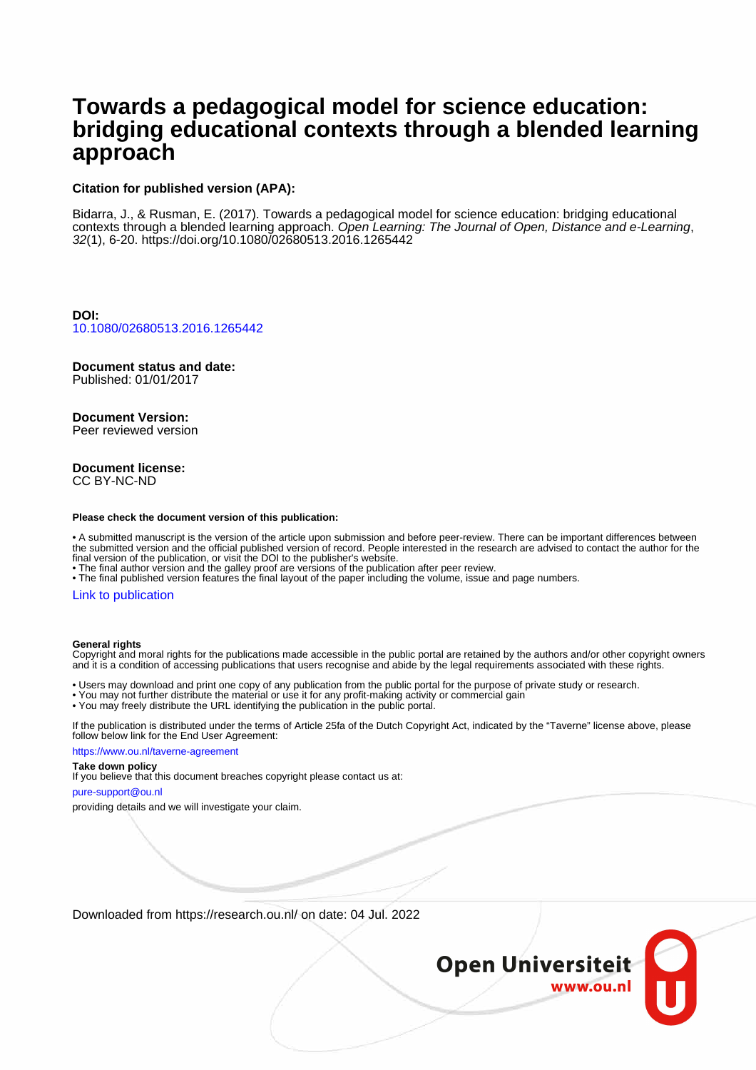# Towards a pedagogical model for science education: bridging educational contexts through a blended learning approach

**Citation for published version (APA):**

Bidarra, J., & Rusman, E. (2017). Towards a pedagogical model for science education: bridging educational contexts through a blended learning approach. *Open Learning: The Journal of Open, Distance and e-Learning*, *32*(1), 6-20. https://doi.org/10.1080/02680513.2016.1265442

**DOI:**
10.1080/02680513.2016.1265442

**Document status and date:**
Published: 01/01/2017

**Document Version:**
Peer reviewed version

**Document license:**
CC BY-NC-ND

**Please check the document version of this publication:**

- A submitted manuscript is the version of the article upon submission and before peer-review. There can be important differences between the submitted version and the official published version of record. People interested in the research are advised to contact the author for the final version of the publication, or visit the DOI to the publisher's website.
- The final author version and the galley proof are versions of the publication after peer review.
- The final published version features the final layout of the paper including the volume, issue and page numbers.

Link to publication

**General rights**
Copyright and moral rights for the publications made accessible in the public portal are retained by the authors and/or other copyright owners and it is a condition of accessing publications that users recognise and abide by the legal requirements associated with these rights.

- Users may download and print one copy of any publication from the public portal for the purpose of private study or research.
- You may not further distribute the material or use it for any profit-making activity or commercial gain
- You may freely distribute the URL identifying the publication in the public portal.

If the publication is distributed under the terms of Article 25fa of the Dutch Copyright Act, indicated by the "Taverne" license above, please follow below link for the End User Agreement:

https://www.ou.nl/taverne-agreement

**Take down policy**
If you believe that this document breaches copyright please contact us at:

pure-support@ou.nl

providing details and we will investigate your claim.

Downloaded from https://research.ou.nl/ on date: 04 Jul. 2022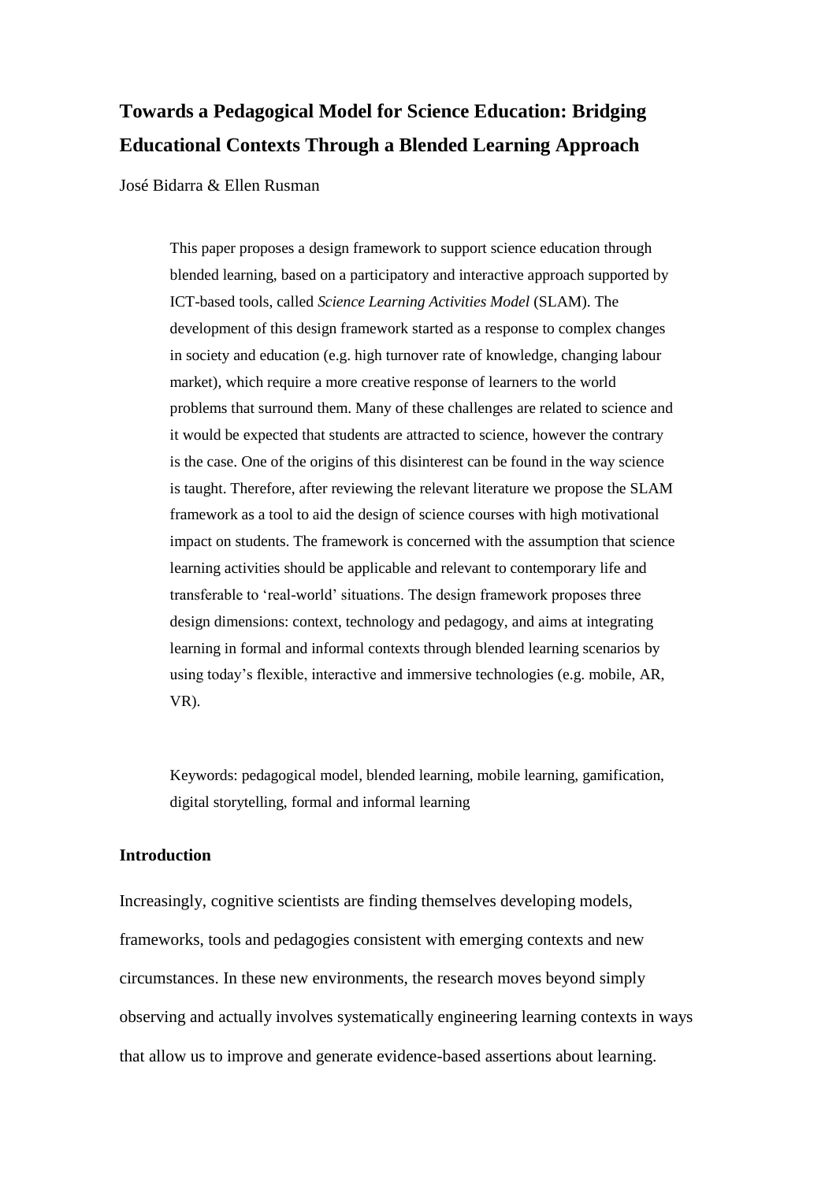# Towards a Pedagogical Model for Science Education: Bridging Educational Contexts Through a Blended Learning Approach

José Bidarra & Ellen Rusman

> This paper proposes a design framework to support science education through blended learning, based on a participatory and interactive approach supported by ICT-based tools, called *Science Learning Activities Model* (SLAM). The development of this design framework started as a response to complex changes in society and education (e.g. high turnover rate of knowledge, changing labour market), which require a more creative response of learners to the world problems that surround them. Many of these challenges are related to science and it would be expected that students are attracted to science, however the contrary is the case. One of the origins of this disinterest can be found in the way science is taught. Therefore, after reviewing the relevant literature we propose the SLAM framework as a tool to aid the design of science courses with high motivational impact on students. The framework is concerned with the assumption that science learning activities should be applicable and relevant to contemporary life and transferable to 'real-world' situations. The design framework proposes three design dimensions: context, technology and pedagogy, and aims at integrating learning in formal and informal contexts through blended learning scenarios by using today's flexible, interactive and immersive technologies (e.g. mobile, AR, VR).
>
> Keywords: pedagogical model, blended learning, mobile learning, gamification, digital storytelling, formal and informal learning

## Introduction

Increasingly, cognitive scientists are finding themselves developing models, frameworks, tools and pedagogies consistent with emerging contexts and new circumstances. In these new environments, the research moves beyond simply observing and actually involves systematically engineering learning contexts in ways that allow us to improve and generate evidence-based assertions about learning.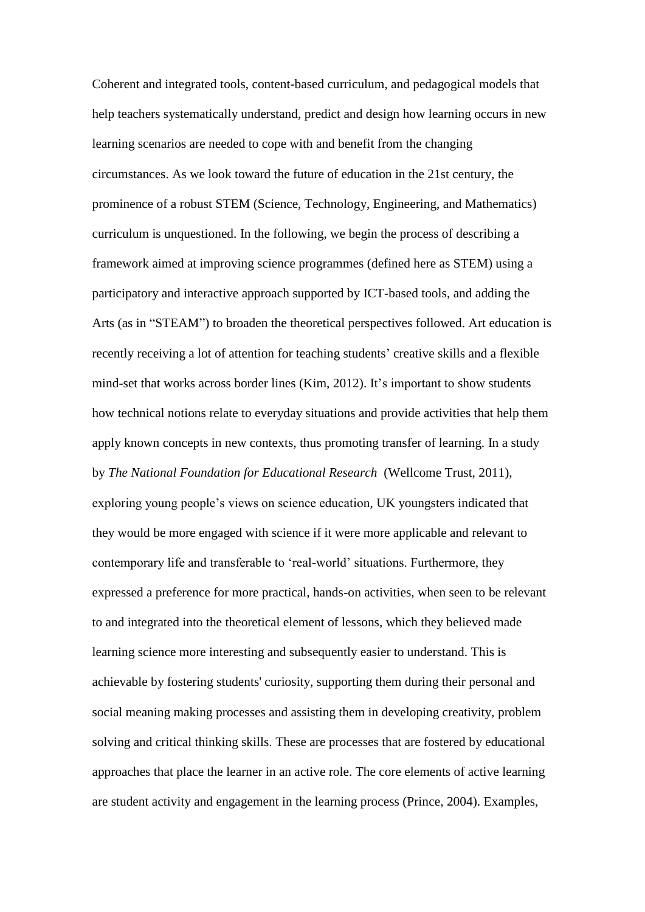Coherent and integrated tools, content-based curriculum, and pedagogical models that help teachers systematically understand, predict and design how learning occurs in new learning scenarios are needed to cope with and benefit from the changing circumstances. As we look toward the future of education in the 21st century, the prominence of a robust STEM (Science, Technology, Engineering, and Mathematics) curriculum is unquestioned. In the following, we begin the process of describing a framework aimed at improving science programmes (defined here as STEM) using a participatory and interactive approach supported by ICT-based tools, and adding the Arts (as in "STEAM") to broaden the theoretical perspectives followed. Art education is recently receiving a lot of attention for teaching students' creative skills and a flexible mind-set that works across border lines (Kim, 2012). It's important to show students how technical notions relate to everyday situations and provide activities that help them apply known concepts in new contexts, thus promoting transfer of learning. In a study by *The National Foundation for Educational Research* (Wellcome Trust, 2011), exploring young people's views on science education, UK youngsters indicated that they would be more engaged with science if it were more applicable and relevant to contemporary life and transferable to 'real-world' situations. Furthermore, they expressed a preference for more practical, hands-on activities, when seen to be relevant to and integrated into the theoretical element of lessons, which they believed made learning science more interesting and subsequently easier to understand. This is achievable by fostering students' curiosity, supporting them during their personal and social meaning making processes and assisting them in developing creativity, problem solving and critical thinking skills. These are processes that are fostered by educational approaches that place the learner in an active role. The core elements of active learning are student activity and engagement in the learning process (Prince, 2004). Examples,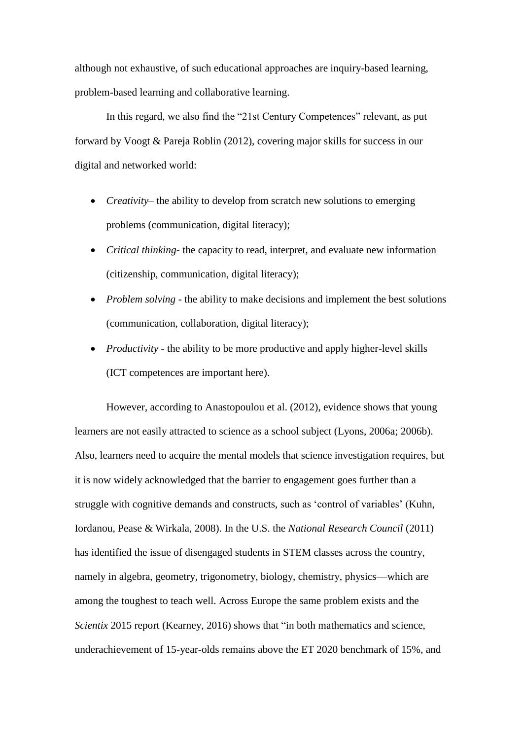although not exhaustive, of such educational approaches are inquiry-based learning, problem-based learning and collaborative learning.

In this regard, we also find the "21st Century Competences" relevant, as put forward by Voogt & Pareja Roblin (2012), covering major skills for success in our digital and networked world:

- *Creativity*– the ability to develop from scratch new solutions to emerging problems (communication, digital literacy);
- *Critical thinking*- the capacity to read, interpret, and evaluate new information (citizenship, communication, digital literacy);
- *Problem solving* - the ability to make decisions and implement the best solutions (communication, collaboration, digital literacy);
- *Productivity* - the ability to be more productive and apply higher-level skills (ICT competences are important here).

However, according to Anastopoulou et al. (2012), evidence shows that young learners are not easily attracted to science as a school subject (Lyons, 2006a; 2006b). Also, learners need to acquire the mental models that science investigation requires, but it is now widely acknowledged that the barrier to engagement goes further than a struggle with cognitive demands and constructs, such as 'control of variables' (Kuhn, Iordanou, Pease & Wirkala, 2008). In the U.S. the *National Research Council* (2011) has identified the issue of disengaged students in STEM classes across the country, namely in algebra, geometry, trigonometry, biology, chemistry, physics—which are among the toughest to teach well. Across Europe the same problem exists and the *Scientix* 2015 report (Kearney, 2016) shows that "in both mathematics and science, underachievement of 15-year-olds remains above the ET 2020 benchmark of 15%, and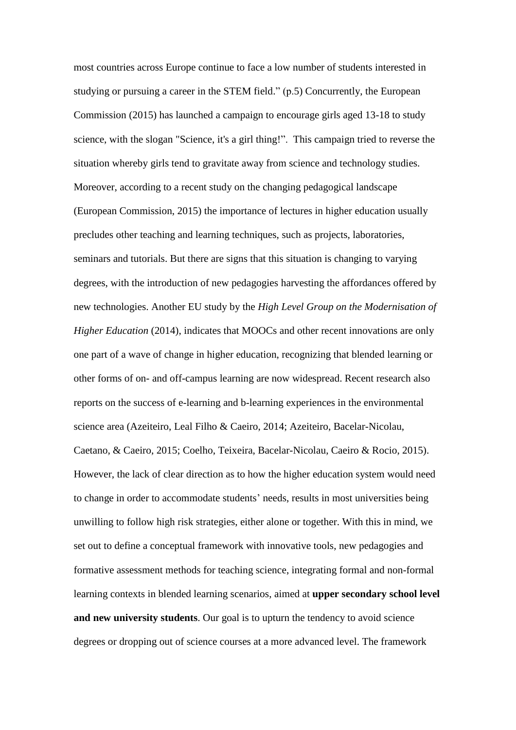most countries across Europe continue to face a low number of students interested in studying or pursuing a career in the STEM field." (p.5) Concurrently, the European Commission (2015) has launched a campaign to encourage girls aged 13-18 to study science, with the slogan "Science, it's a girl thing!". This campaign tried to reverse the situation whereby girls tend to gravitate away from science and technology studies. Moreover, according to a recent study on the changing pedagogical landscape (European Commission, 2015) the importance of lectures in higher education usually precludes other teaching and learning techniques, such as projects, laboratories, seminars and tutorials. But there are signs that this situation is changing to varying degrees, with the introduction of new pedagogies harvesting the affordances offered by new technologies. Another EU study by the *High Level Group on the Modernisation of Higher Education* (2014), indicates that MOOCs and other recent innovations are only one part of a wave of change in higher education, recognizing that blended learning or other forms of on- and off-campus learning are now widespread. Recent research also reports on the success of e-learning and b-learning experiences in the environmental science area (Azeiteiro, Leal Filho & Caeiro, 2014; Azeiteiro, Bacelar-Nicolau, Caetano, & Caeiro, 2015; Coelho, Teixeira, Bacelar-Nicolau, Caeiro & Rocio, 2015). However, the lack of clear direction as to how the higher education system would need to change in order to accommodate students' needs, results in most universities being unwilling to follow high risk strategies, either alone or together. With this in mind, we set out to define a conceptual framework with innovative tools, new pedagogies and formative assessment methods for teaching science, integrating formal and non-formal learning contexts in blended learning scenarios, aimed at **upper secondary school level and new university students**. Our goal is to upturn the tendency to avoid science degrees or dropping out of science courses at a more advanced level. The framework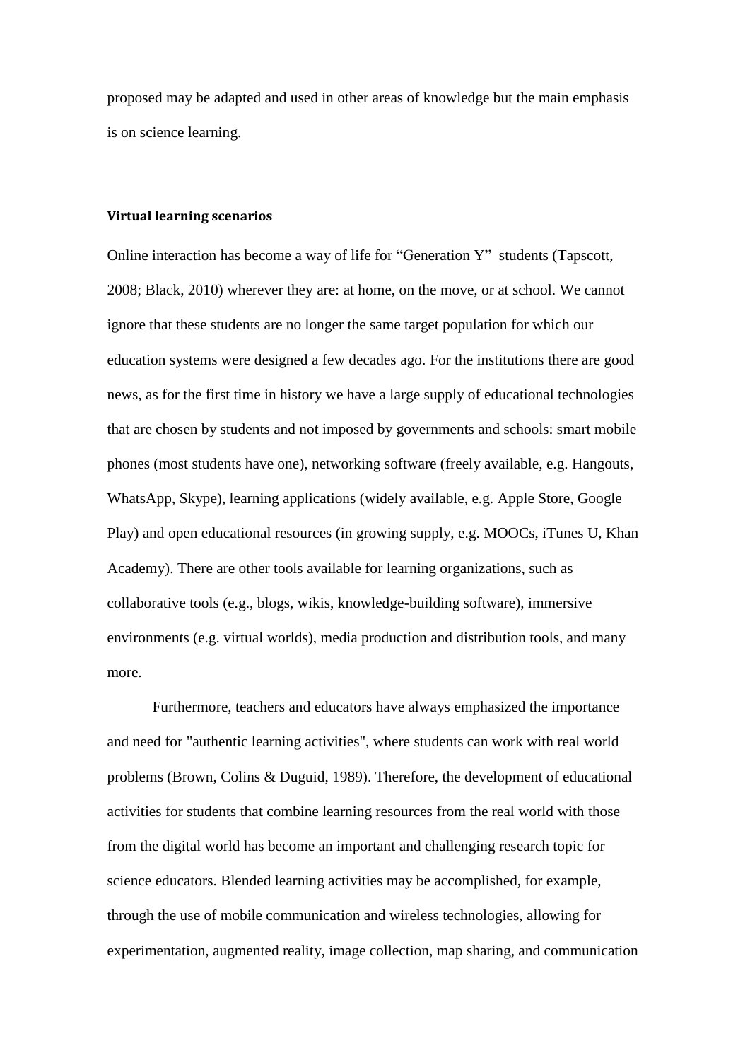proposed may be adapted and used in other areas of knowledge but the main emphasis is on science learning.

### Virtual learning scenarios

Online interaction has become a way of life for "Generation Y" students (Tapscott, 2008; Black, 2010) wherever they are: at home, on the move, or at school. We cannot ignore that these students are no longer the same target population for which our education systems were designed a few decades ago. For the institutions there are good news, as for the first time in history we have a large supply of educational technologies that are chosen by students and not imposed by governments and schools: smart mobile phones (most students have one), networking software (freely available, e.g. Hangouts, WhatsApp, Skype), learning applications (widely available, e.g. Apple Store, Google Play) and open educational resources (in growing supply, e.g. MOOCs, iTunes U, Khan Academy). There are other tools available for learning organizations, such as collaborative tools (e.g., blogs, wikis, knowledge-building software), immersive environments (e.g. virtual worlds), media production and distribution tools, and many more.

Furthermore, teachers and educators have always emphasized the importance and need for "authentic learning activities", where students can work with real world problems (Brown, Colins & Duguid, 1989). Therefore, the development of educational activities for students that combine learning resources from the real world with those from the digital world has become an important and challenging research topic for science educators. Blended learning activities may be accomplished, for example, through the use of mobile communication and wireless technologies, allowing for experimentation, augmented reality, image collection, map sharing, and communication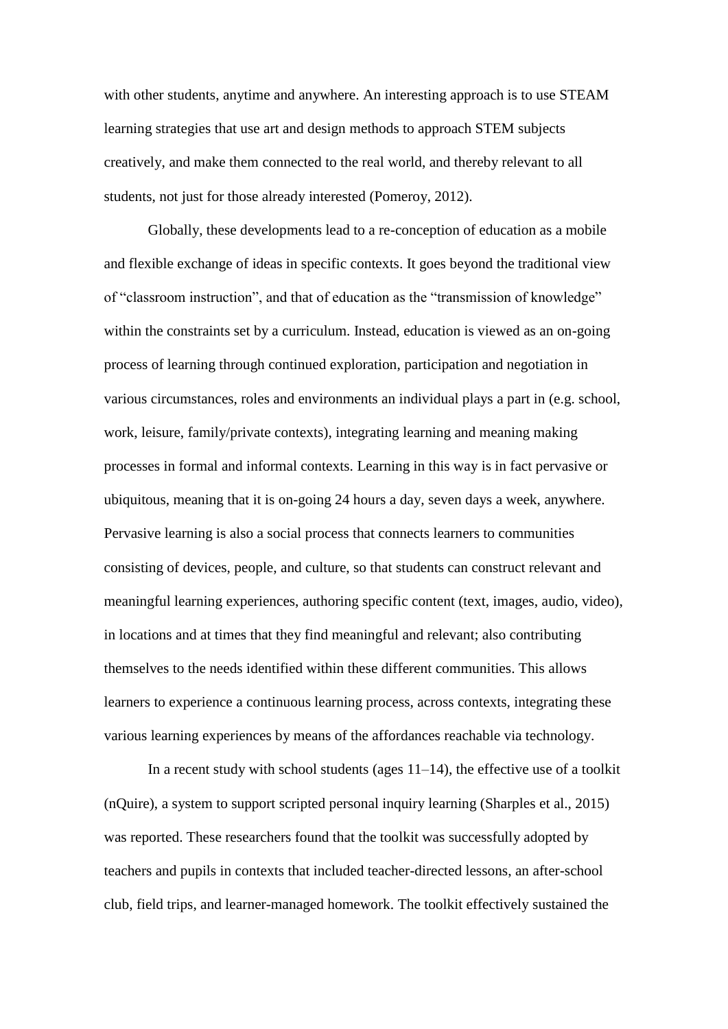with other students, anytime and anywhere. An interesting approach is to use STEAM learning strategies that use art and design methods to approach STEM subjects creatively, and make them connected to the real world, and thereby relevant to all students, not just for those already interested (Pomeroy, 2012).

Globally, these developments lead to a re-conception of education as a mobile and flexible exchange of ideas in specific contexts. It goes beyond the traditional view of "classroom instruction", and that of education as the "transmission of knowledge" within the constraints set by a curriculum. Instead, education is viewed as an on-going process of learning through continued exploration, participation and negotiation in various circumstances, roles and environments an individual plays a part in (e.g. school, work, leisure, family/private contexts), integrating learning and meaning making processes in formal and informal contexts. Learning in this way is in fact pervasive or ubiquitous, meaning that it is on-going 24 hours a day, seven days a week, anywhere. Pervasive learning is also a social process that connects learners to communities consisting of devices, people, and culture, so that students can construct relevant and meaningful learning experiences, authoring specific content (text, images, audio, video), in locations and at times that they find meaningful and relevant; also contributing themselves to the needs identified within these different communities. This allows learners to experience a continuous learning process, across contexts, integrating these various learning experiences by means of the affordances reachable via technology.

In a recent study with school students (ages 11–14), the effective use of a toolkit (nQuire), a system to support scripted personal inquiry learning (Sharples et al., 2015) was reported. These researchers found that the toolkit was successfully adopted by teachers and pupils in contexts that included teacher-directed lessons, an after-school club, field trips, and learner-managed homework. The toolkit effectively sustained the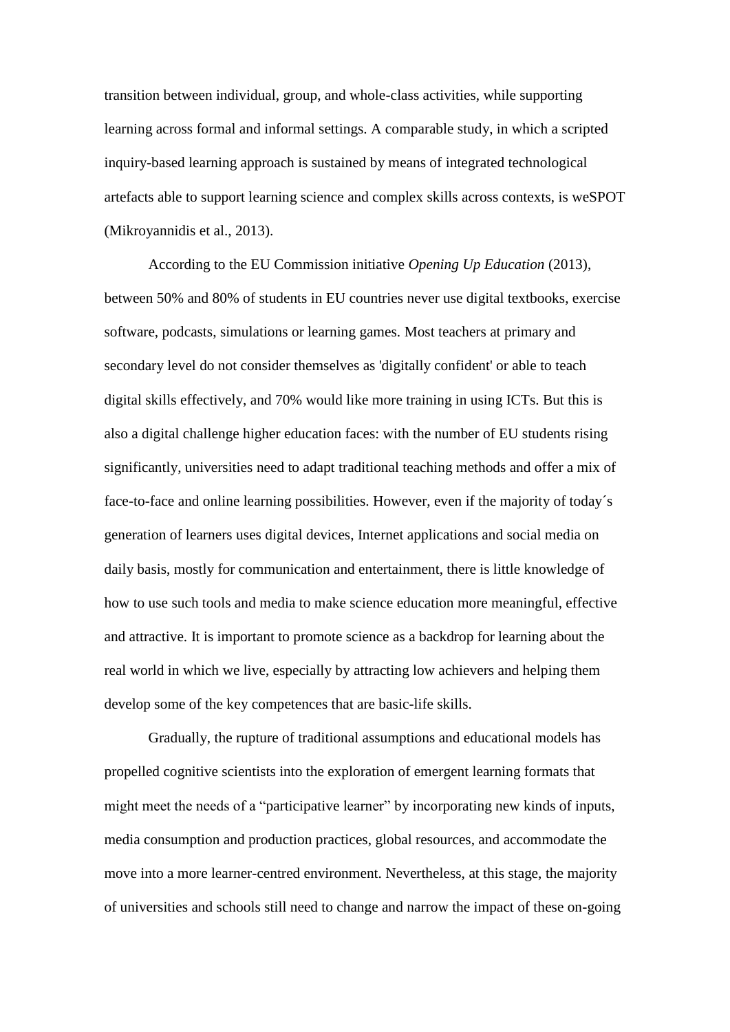transition between individual, group, and whole-class activities, while supporting learning across formal and informal settings. A comparable study, in which a scripted inquiry-based learning approach is sustained by means of integrated technological artefacts able to support learning science and complex skills across contexts, is weSPOT (Mikroyannidis et al., 2013).

According to the EU Commission initiative *Opening Up Education* (2013), between 50% and 80% of students in EU countries never use digital textbooks, exercise software, podcasts, simulations or learning games. Most teachers at primary and secondary level do not consider themselves as 'digitally confident' or able to teach digital skills effectively, and 70% would like more training in using ICTs. But this is also a digital challenge higher education faces: with the number of EU students rising significantly, universities need to adapt traditional teaching methods and offer a mix of face-to-face and online learning possibilities. However, even if the majority of today´s generation of learners uses digital devices, Internet applications and social media on daily basis, mostly for communication and entertainment, there is little knowledge of how to use such tools and media to make science education more meaningful, effective and attractive. It is important to promote science as a backdrop for learning about the real world in which we live, especially by attracting low achievers and helping them develop some of the key competences that are basic-life skills.

Gradually, the rupture of traditional assumptions and educational models has propelled cognitive scientists into the exploration of emergent learning formats that might meet the needs of a "participative learner" by incorporating new kinds of inputs, media consumption and production practices, global resources, and accommodate the move into a more learner-centred environment. Nevertheless, at this stage, the majority of universities and schools still need to change and narrow the impact of these on-going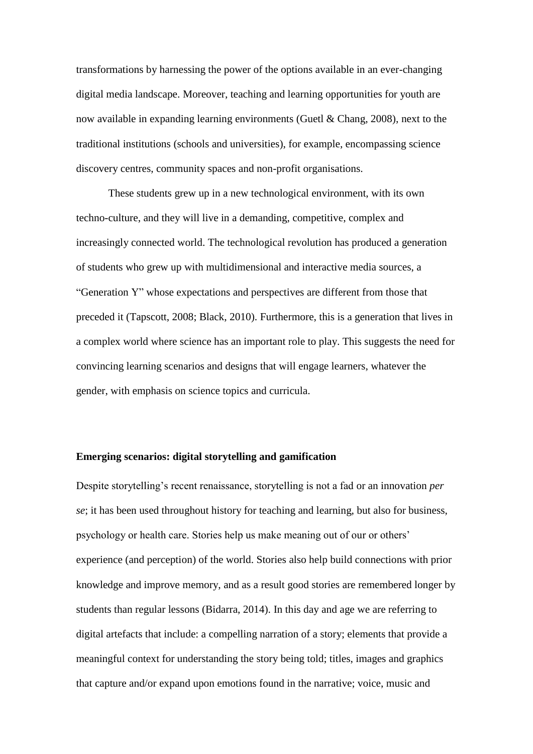transformations by harnessing the power of the options available in an ever-changing digital media landscape. Moreover, teaching and learning opportunities for youth are now available in expanding learning environments (Guetl & Chang, 2008), next to the traditional institutions (schools and universities), for example, encompassing science discovery centres, community spaces and non-profit organisations.

These students grew up in a new technological environment, with its own techno-culture, and they will live in a demanding, competitive, complex and increasingly connected world. The technological revolution has produced a generation of students who grew up with multidimensional and interactive media sources, a "Generation Y" whose expectations and perspectives are different from those that preceded it (Tapscott, 2008; Black, 2010). Furthermore, this is a generation that lives in a complex world where science has an important role to play. This suggests the need for convincing learning scenarios and designs that will engage learners, whatever the gender, with emphasis on science topics and curricula.

## Emerging scenarios: digital storytelling and gamification

Despite storytelling's recent renaissance, storytelling is not a fad or an innovation *per se*; it has been used throughout history for teaching and learning, but also for business, psychology or health care. Stories help us make meaning out of our or others' experience (and perception) of the world. Stories also help build connections with prior knowledge and improve memory, and as a result good stories are remembered longer by students than regular lessons (Bidarra, 2014). In this day and age we are referring to digital artefacts that include: a compelling narration of a story; elements that provide a meaningful context for understanding the story being told; titles, images and graphics that capture and/or expand upon emotions found in the narrative; voice, music and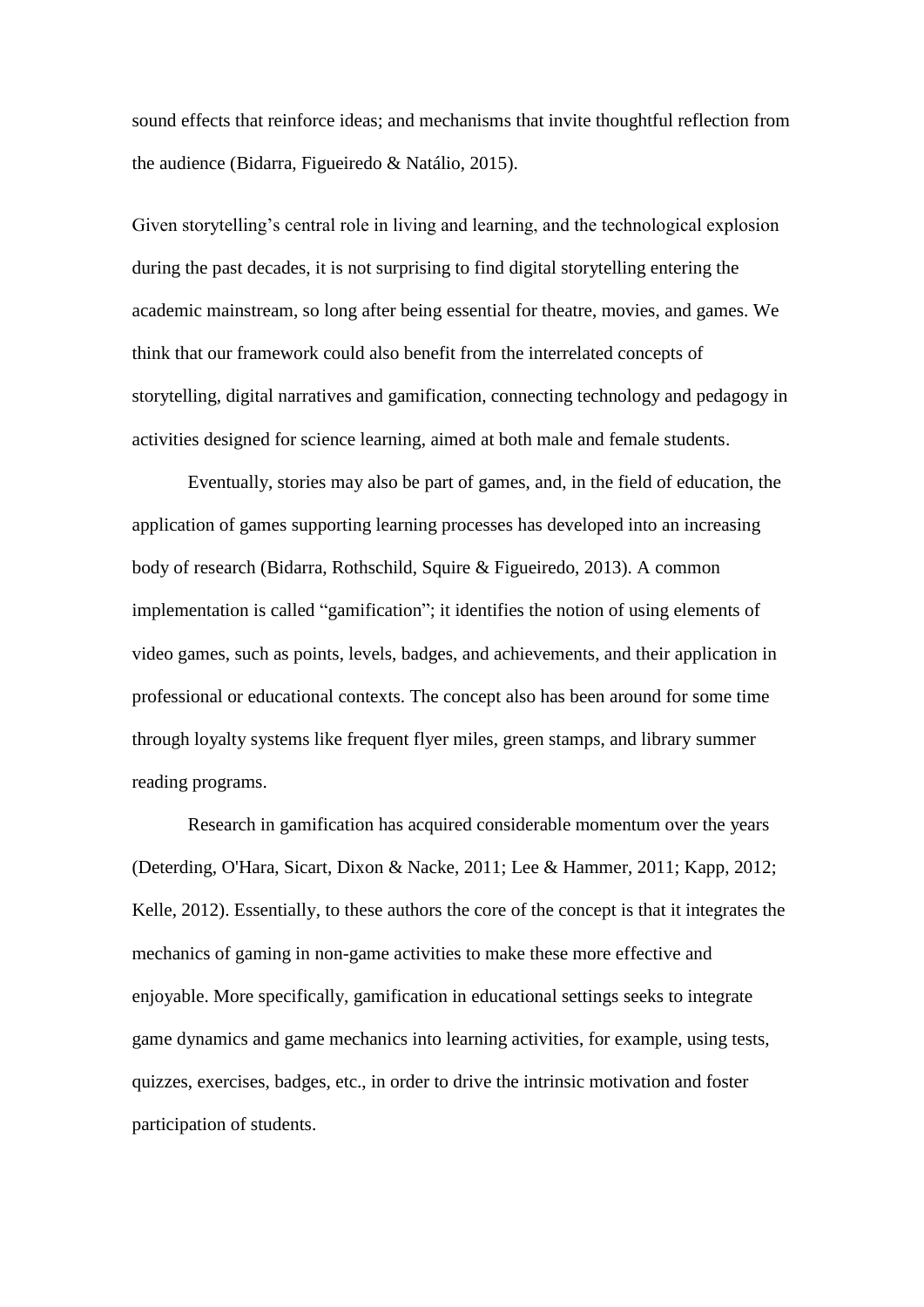sound effects that reinforce ideas; and mechanisms that invite thoughtful reflection from the audience (Bidarra, Figueiredo & Natálio, 2015).

Given storytelling's central role in living and learning, and the technological explosion during the past decades, it is not surprising to find digital storytelling entering the academic mainstream, so long after being essential for theatre, movies, and games. We think that our framework could also benefit from the interrelated concepts of storytelling, digital narratives and gamification, connecting technology and pedagogy in activities designed for science learning, aimed at both male and female students.

Eventually, stories may also be part of games, and, in the field of education, the application of games supporting learning processes has developed into an increasing body of research (Bidarra, Rothschild, Squire & Figueiredo, 2013). A common implementation is called "gamification"; it identifies the notion of using elements of video games, such as points, levels, badges, and achievements, and their application in professional or educational contexts. The concept also has been around for some time through loyalty systems like frequent flyer miles, green stamps, and library summer reading programs.

Research in gamification has acquired considerable momentum over the years (Deterding, O'Hara, Sicart, Dixon & Nacke, 2011; Lee & Hammer, 2011; Kapp, 2012; Kelle, 2012). Essentially, to these authors the core of the concept is that it integrates the mechanics of gaming in non-game activities to make these more effective and enjoyable. More specifically, gamification in educational settings seeks to integrate game dynamics and game mechanics into learning activities, for example, using tests, quizzes, exercises, badges, etc., in order to drive the intrinsic motivation and foster participation of students.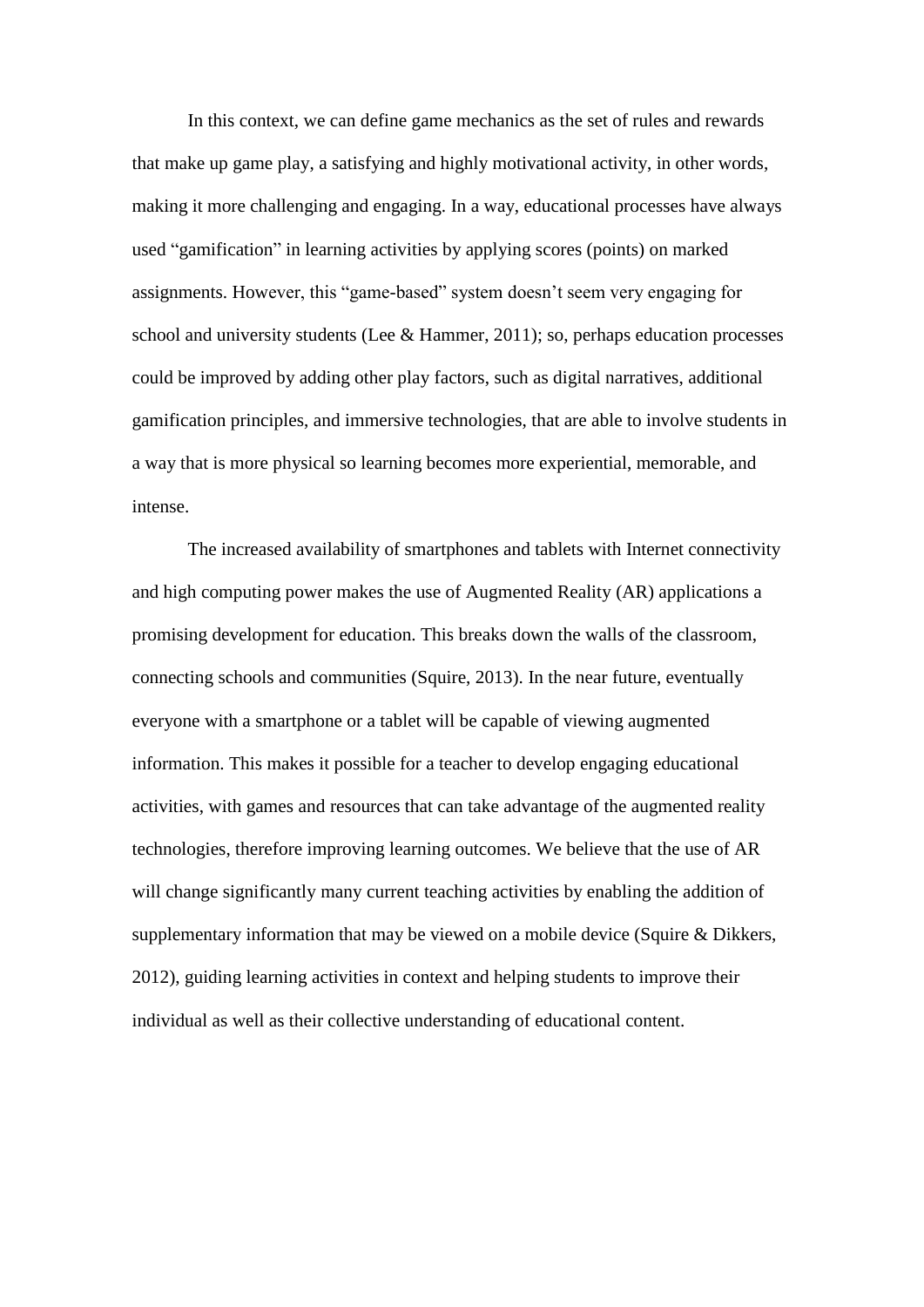In this context, we can define game mechanics as the set of rules and rewards that make up game play, a satisfying and highly motivational activity, in other words, making it more challenging and engaging. In a way, educational processes have always used "gamification" in learning activities by applying scores (points) on marked assignments. However, this "game-based" system doesn't seem very engaging for school and university students (Lee & Hammer, 2011); so, perhaps education processes could be improved by adding other play factors, such as digital narratives, additional gamification principles, and immersive technologies, that are able to involve students in a way that is more physical so learning becomes more experiential, memorable, and intense.

The increased availability of smartphones and tablets with Internet connectivity and high computing power makes the use of Augmented Reality (AR) applications a promising development for education. This breaks down the walls of the classroom, connecting schools and communities (Squire, 2013). In the near future, eventually everyone with a smartphone or a tablet will be capable of viewing augmented information. This makes it possible for a teacher to develop engaging educational activities, with games and resources that can take advantage of the augmented reality technologies, therefore improving learning outcomes. We believe that the use of AR will change significantly many current teaching activities by enabling the addition of supplementary information that may be viewed on a mobile device (Squire & Dikkers, 2012), guiding learning activities in context and helping students to improve their individual as well as their collective understanding of educational content.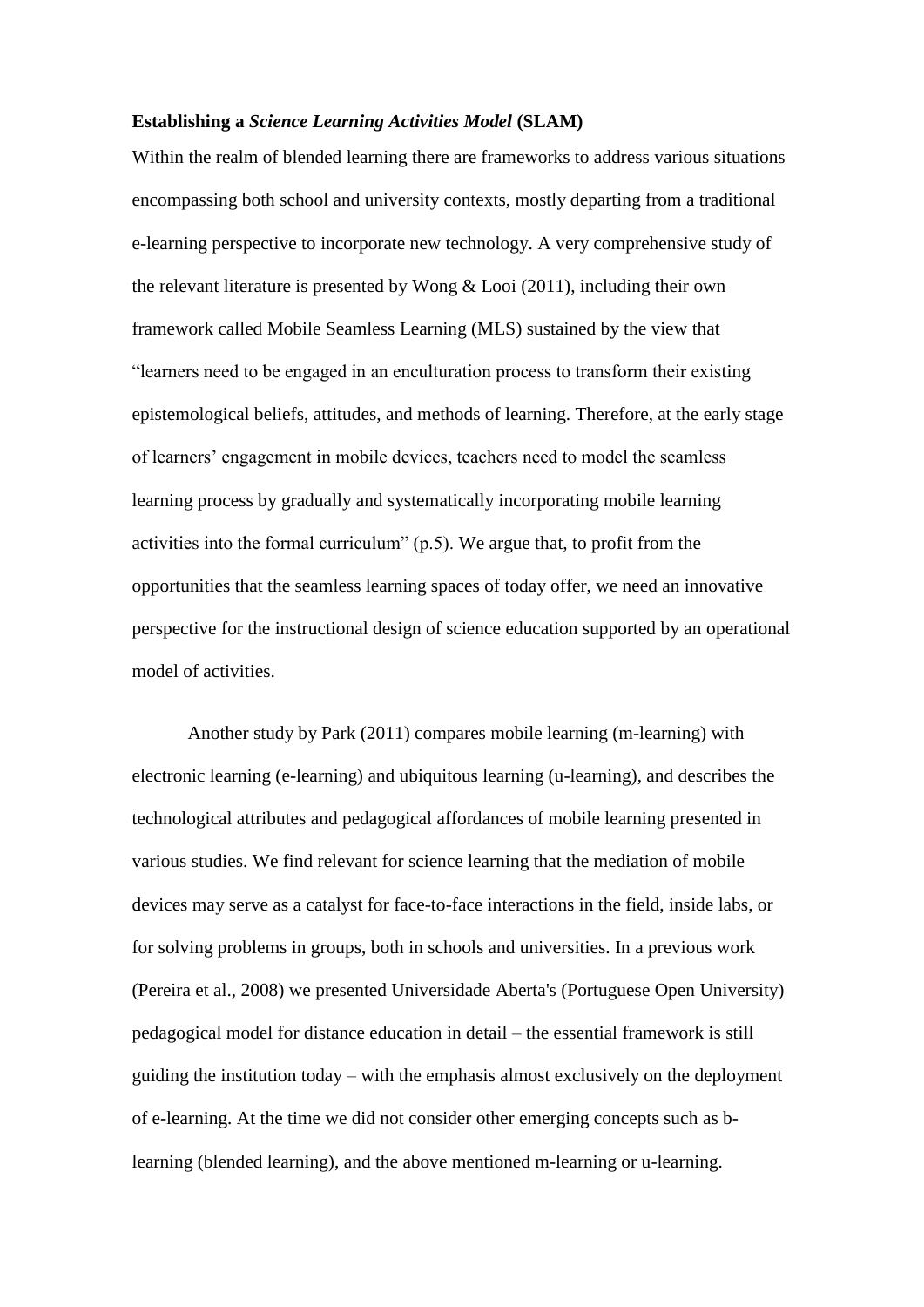**Establishing a *Science Learning Activities Model* (SLAM)**

Within the realm of blended learning there are frameworks to address various situations encompassing both school and university contexts, mostly departing from a traditional e-learning perspective to incorporate new technology. A very comprehensive study of the relevant literature is presented by Wong & Looi (2011), including their own framework called Mobile Seamless Learning (MLS) sustained by the view that "learners need to be engaged in an enculturation process to transform their existing epistemological beliefs, attitudes, and methods of learning. Therefore, at the early stage of learners' engagement in mobile devices, teachers need to model the seamless learning process by gradually and systematically incorporating mobile learning activities into the formal curriculum" (p.5). We argue that, to profit from the opportunities that the seamless learning spaces of today offer, we need an innovative perspective for the instructional design of science education supported by an operational model of activities.

Another study by Park (2011) compares mobile learning (m-learning) with electronic learning (e-learning) and ubiquitous learning (u-learning), and describes the technological attributes and pedagogical affordances of mobile learning presented in various studies. We find relevant for science learning that the mediation of mobile devices may serve as a catalyst for face-to-face interactions in the field, inside labs, or for solving problems in groups, both in schools and universities. In a previous work (Pereira et al., 2008) we presented Universidade Aberta's (Portuguese Open University) pedagogical model for distance education in detail – the essential framework is still guiding the institution today – with the emphasis almost exclusively on the deployment of e-learning. At the time we did not consider other emerging concepts such as b-learning (blended learning), and the above mentioned m-learning or u-learning.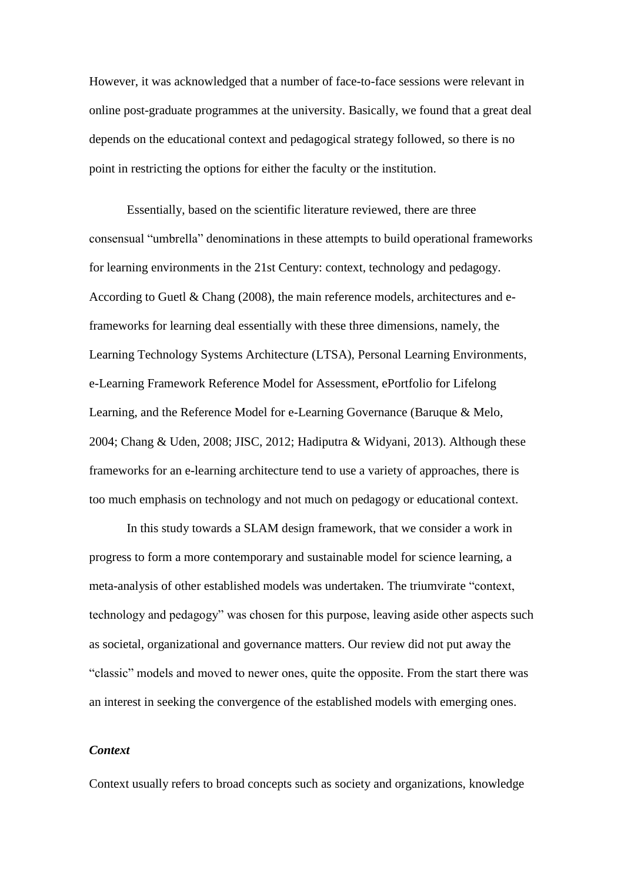However, it was acknowledged that a number of face-to-face sessions were relevant in online post-graduate programmes at the university. Basically, we found that a great deal depends on the educational context and pedagogical strategy followed, so there is no point in restricting the options for either the faculty or the institution.

Essentially, based on the scientific literature reviewed, there are three consensual "umbrella" denominations in these attempts to build operational frameworks for learning environments in the 21st Century: context, technology and pedagogy. According to Guetl & Chang (2008), the main reference models, architectures and e-frameworks for learning deal essentially with these three dimensions, namely, the Learning Technology Systems Architecture (LTSA), Personal Learning Environments, e-Learning Framework Reference Model for Assessment, ePortfolio for Lifelong Learning, and the Reference Model for e-Learning Governance (Baruque & Melo, 2004; Chang & Uden, 2008; JISC, 2012; Hadiputra & Widyani, 2013). Although these frameworks for an e-learning architecture tend to use a variety of approaches, there is too much emphasis on technology and not much on pedagogy or educational context.

In this study towards a SLAM design framework, that we consider a work in progress to form a more contemporary and sustainable model for science learning, a meta-analysis of other established models was undertaken. The triumvirate "context, technology and pedagogy" was chosen for this purpose, leaving aside other aspects such as societal, organizational and governance matters. Our review did not put away the "classic" models and moved to newer ones, quite the opposite. From the start there was an interest in seeking the convergence of the established models with emerging ones.

### *Context*

Context usually refers to broad concepts such as society and organizations, knowledge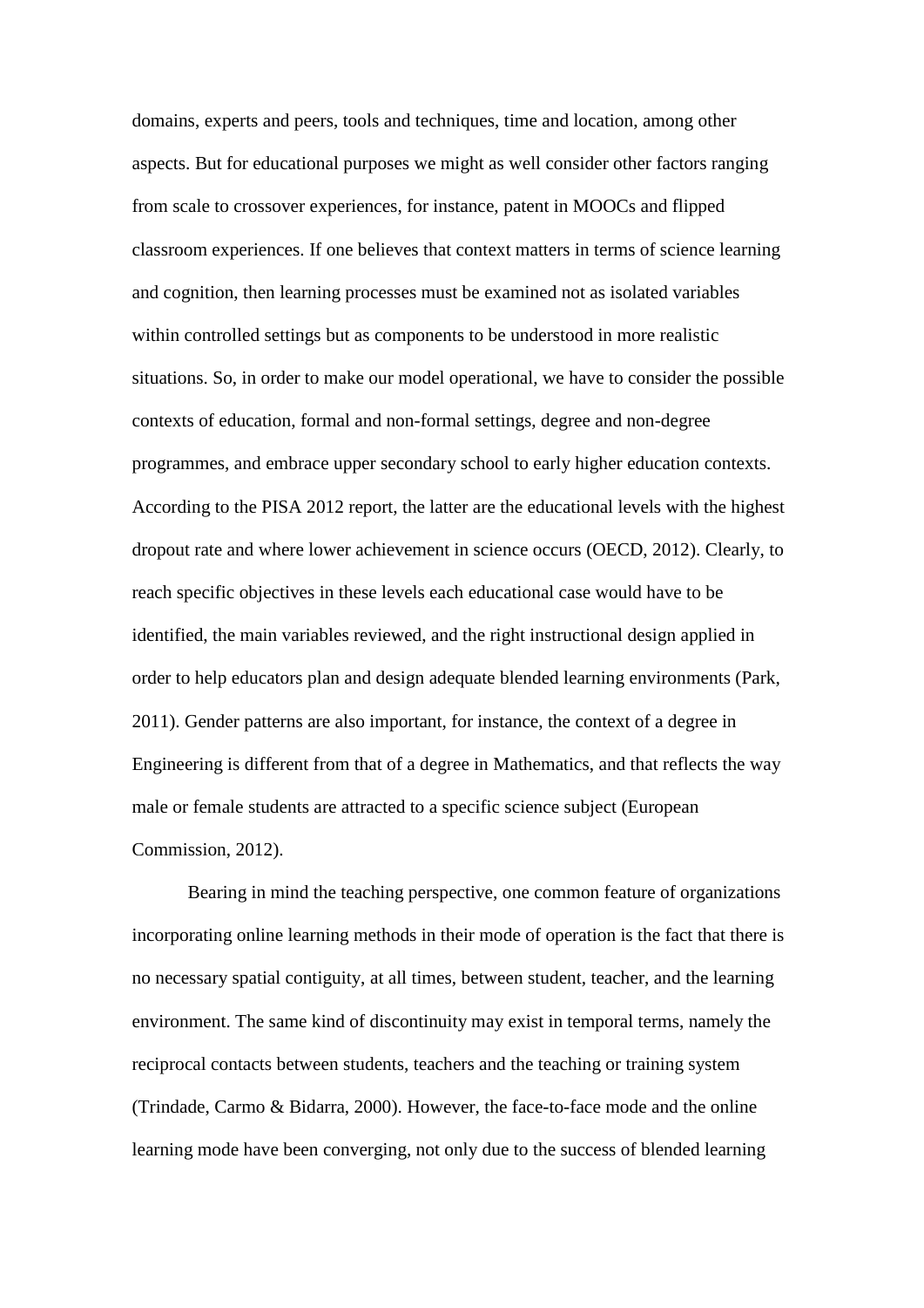domains, experts and peers, tools and techniques, time and location, among other aspects. But for educational purposes we might as well consider other factors ranging from scale to crossover experiences, for instance, patent in MOOCs and flipped classroom experiences. If one believes that context matters in terms of science learning and cognition, then learning processes must be examined not as isolated variables within controlled settings but as components to be understood in more realistic situations. So, in order to make our model operational, we have to consider the possible contexts of education, formal and non-formal settings, degree and non-degree programmes, and embrace upper secondary school to early higher education contexts. According to the PISA 2012 report, the latter are the educational levels with the highest dropout rate and where lower achievement in science occurs (OECD, 2012). Clearly, to reach specific objectives in these levels each educational case would have to be identified, the main variables reviewed, and the right instructional design applied in order to help educators plan and design adequate blended learning environments (Park, 2011). Gender patterns are also important, for instance, the context of a degree in Engineering is different from that of a degree in Mathematics, and that reflects the way male or female students are attracted to a specific science subject (European Commission, 2012).

Bearing in mind the teaching perspective, one common feature of organizations incorporating online learning methods in their mode of operation is the fact that there is no necessary spatial contiguity, at all times, between student, teacher, and the learning environment. The same kind of discontinuity may exist in temporal terms, namely the reciprocal contacts between students, teachers and the teaching or training system (Trindade, Carmo & Bidarra, 2000). However, the face-to-face mode and the online learning mode have been converging, not only due to the success of blended learning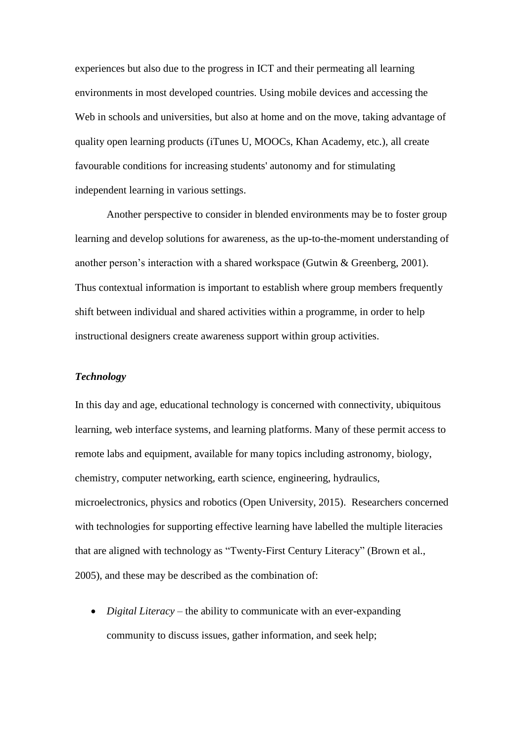experiences but also due to the progress in ICT and their permeating all learning environments in most developed countries. Using mobile devices and accessing the Web in schools and universities, but also at home and on the move, taking advantage of quality open learning products (iTunes U, MOOCs, Khan Academy, etc.), all create favourable conditions for increasing students' autonomy and for stimulating independent learning in various settings.

Another perspective to consider in blended environments may be to foster group learning and develop solutions for awareness, as the up-to-the-moment understanding of another person's interaction with a shared workspace (Gutwin & Greenberg, 2001). Thus contextual information is important to establish where group members frequently shift between individual and shared activities within a programme, in order to help instructional designers create awareness support within group activities.

### *Technology*

In this day and age, educational technology is concerned with connectivity, ubiquitous learning, web interface systems, and learning platforms. Many of these permit access to remote labs and equipment, available for many topics including astronomy, biology, chemistry, computer networking, earth science, engineering, hydraulics, microelectronics, physics and robotics (Open University, 2015). Researchers concerned with technologies for supporting effective learning have labelled the multiple literacies that are aligned with technology as "Twenty-First Century Literacy" (Brown et al., 2005), and these may be described as the combination of:

- *Digital Literacy* – the ability to communicate with an ever-expanding community to discuss issues, gather information, and seek help;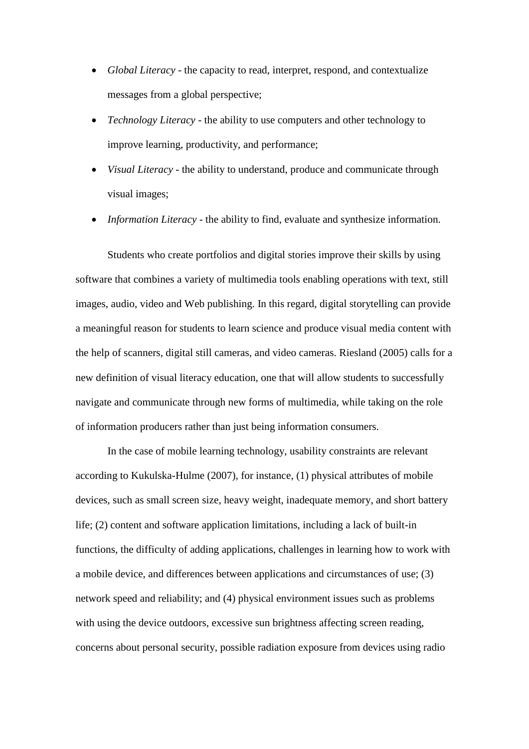- *Global Literacy* - the capacity to read, interpret, respond, and contextualize messages from a global perspective;
- *Technology Literacy* - the ability to use computers and other technology to improve learning, productivity, and performance;
- *Visual Literacy* - the ability to understand, produce and communicate through visual images;
- *Information Literacy* - the ability to find, evaluate and synthesize information.

Students who create portfolios and digital stories improve their skills by using software that combines a variety of multimedia tools enabling operations with text, still images, audio, video and Web publishing. In this regard, digital storytelling can provide a meaningful reason for students to learn science and produce visual media content with the help of scanners, digital still cameras, and video cameras. Riesland (2005) calls for a new definition of visual literacy education, one that will allow students to successfully navigate and communicate through new forms of multimedia, while taking on the role of information producers rather than just being information consumers.

In the case of mobile learning technology, usability constraints are relevant according to Kukulska-Hulme (2007), for instance, (1) physical attributes of mobile devices, such as small screen size, heavy weight, inadequate memory, and short battery life; (2) content and software application limitations, including a lack of built-in functions, the difficulty of adding applications, challenges in learning how to work with a mobile device, and differences between applications and circumstances of use; (3) network speed and reliability; and (4) physical environment issues such as problems with using the device outdoors, excessive sun brightness affecting screen reading, concerns about personal security, possible radiation exposure from devices using radio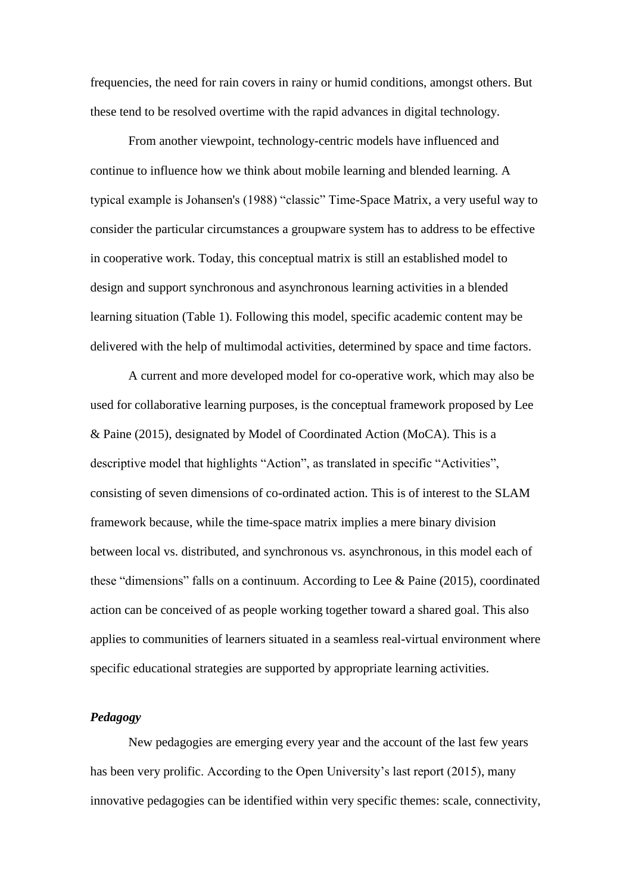frequencies, the need for rain covers in rainy or humid conditions, amongst others. But these tend to be resolved overtime with the rapid advances in digital technology.

From another viewpoint, technology-centric models have influenced and continue to influence how we think about mobile learning and blended learning. A typical example is Johansen's (1988) "classic" Time-Space Matrix, a very useful way to consider the particular circumstances a groupware system has to address to be effective in cooperative work. Today, this conceptual matrix is still an established model to design and support synchronous and asynchronous learning activities in a blended learning situation (Table 1). Following this model, specific academic content may be delivered with the help of multimodal activities, determined by space and time factors.

A current and more developed model for co-operative work, which may also be used for collaborative learning purposes, is the conceptual framework proposed by Lee & Paine (2015), designated by Model of Coordinated Action (MoCA). This is a descriptive model that highlights "Action", as translated in specific "Activities", consisting of seven dimensions of co-ordinated action. This is of interest to the SLAM framework because, while the time-space matrix implies a mere binary division between local vs. distributed, and synchronous vs. asynchronous, in this model each of these "dimensions" falls on a continuum. According to Lee & Paine (2015), coordinated action can be conceived of as people working together toward a shared goal. This also applies to communities of learners situated in a seamless real-virtual environment where specific educational strategies are supported by appropriate learning activities.

### *Pedagogy*

New pedagogies are emerging every year and the account of the last few years has been very prolific. According to the Open University's last report (2015), many innovative pedagogies can be identified within very specific themes: scale, connectivity,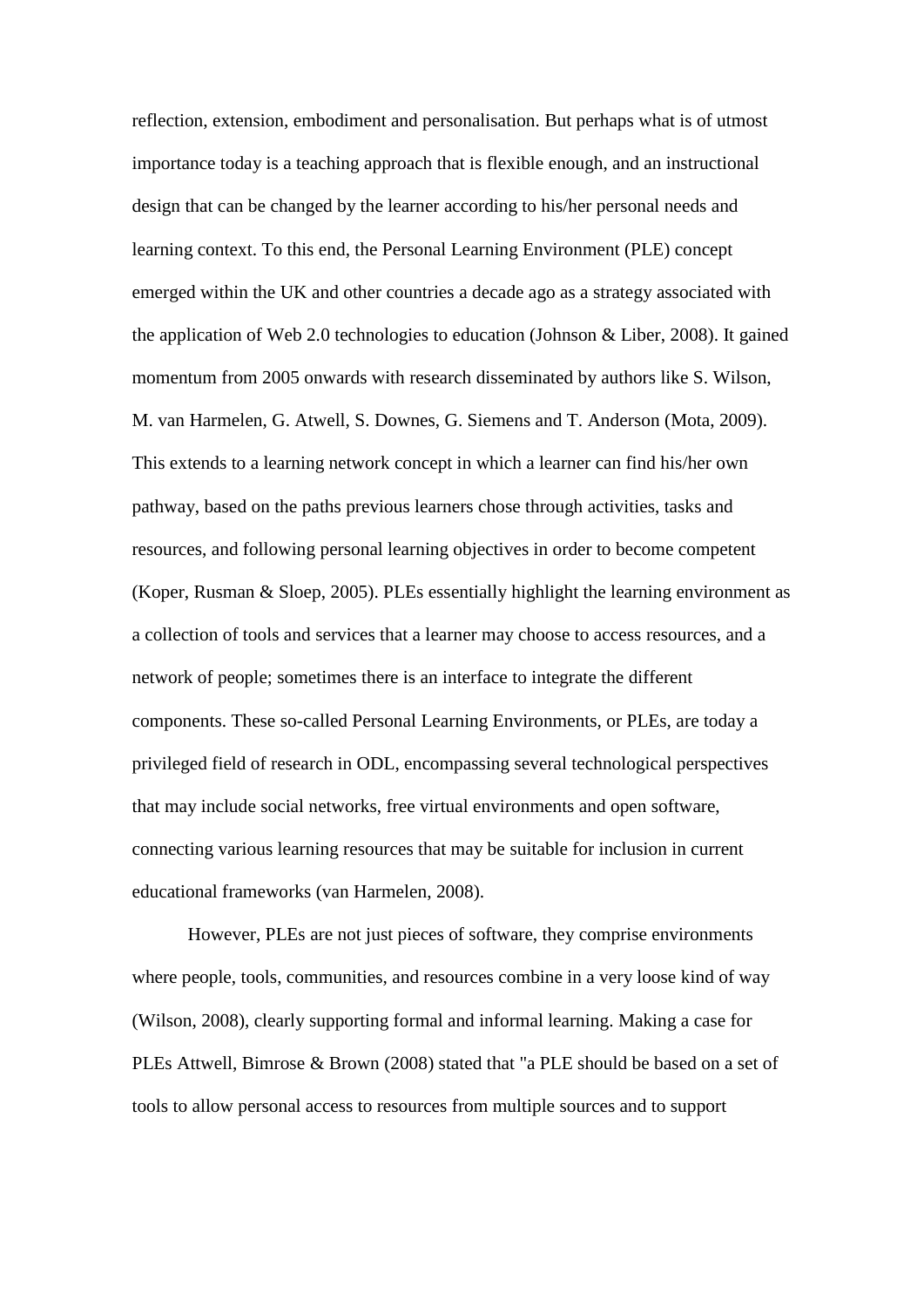reflection, extension, embodiment and personalisation. But perhaps what is of utmost importance today is a teaching approach that is flexible enough, and an instructional design that can be changed by the learner according to his/her personal needs and learning context. To this end, the Personal Learning Environment (PLE) concept emerged within the UK and other countries a decade ago as a strategy associated with the application of Web 2.0 technologies to education (Johnson & Liber, 2008). It gained momentum from 2005 onwards with research disseminated by authors like S. Wilson, M. van Harmelen, G. Atwell, S. Downes, G. Siemens and T. Anderson (Mota, 2009). This extends to a learning network concept in which a learner can find his/her own pathway, based on the paths previous learners chose through activities, tasks and resources, and following personal learning objectives in order to become competent (Koper, Rusman & Sloep, 2005). PLEs essentially highlight the learning environment as a collection of tools and services that a learner may choose to access resources, and a network of people; sometimes there is an interface to integrate the different components. These so-called Personal Learning Environments, or PLEs, are today a privileged field of research in ODL, encompassing several technological perspectives that may include social networks, free virtual environments and open software, connecting various learning resources that may be suitable for inclusion in current educational frameworks (van Harmelen, 2008).

However, PLEs are not just pieces of software, they comprise environments where people, tools, communities, and resources combine in a very loose kind of way (Wilson, 2008), clearly supporting formal and informal learning. Making a case for PLEs Attwell, Bimrose & Brown (2008) stated that "a PLE should be based on a set of tools to allow personal access to resources from multiple sources and to support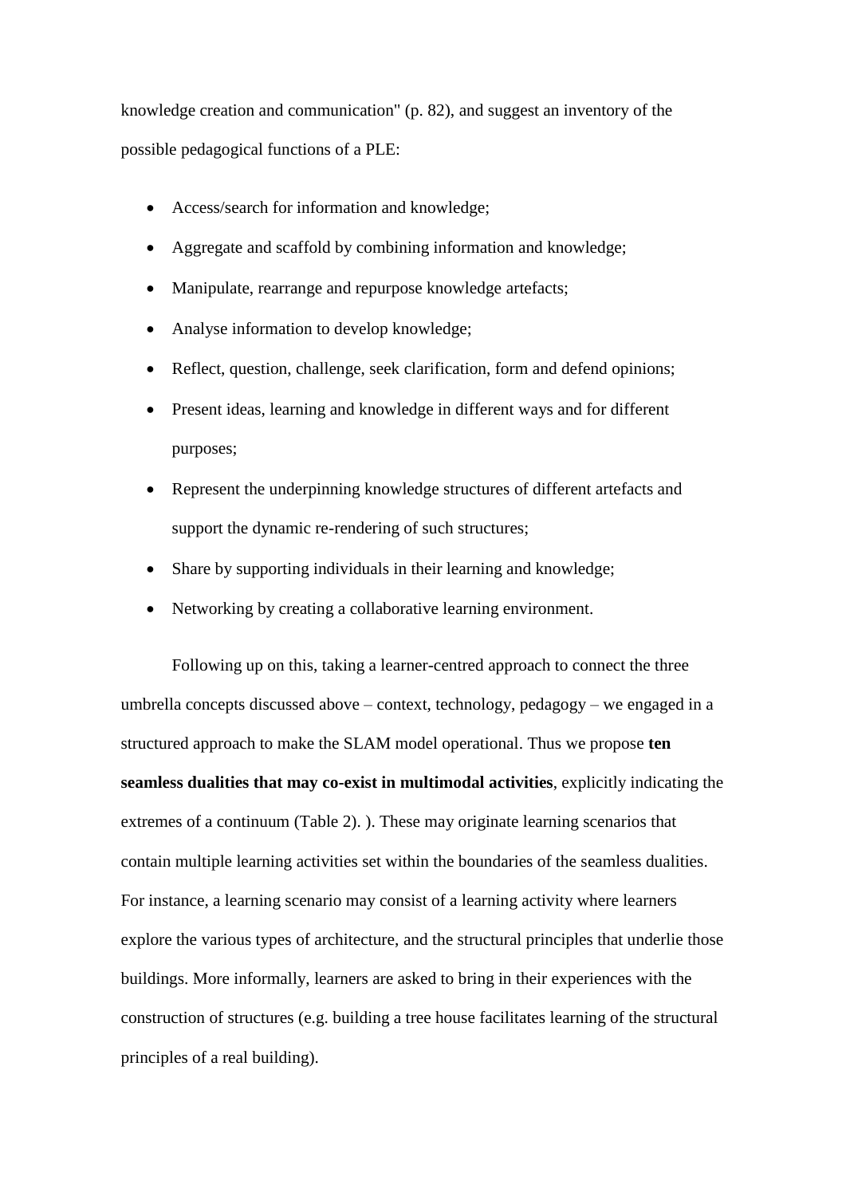knowledge creation and communication" (p. 82), and suggest an inventory of the possible pedagogical functions of a PLE:

- Access/search for information and knowledge;
- Aggregate and scaffold by combining information and knowledge;
- Manipulate, rearrange and repurpose knowledge artefacts;
- Analyse information to develop knowledge;
- Reflect, question, challenge, seek clarification, form and defend opinions;
- Present ideas, learning and knowledge in different ways and for different purposes;
- Represent the underpinning knowledge structures of different artefacts and support the dynamic re-rendering of such structures;
- Share by supporting individuals in their learning and knowledge;
- Networking by creating a collaborative learning environment.

Following up on this, taking a learner-centred approach to connect the three umbrella concepts discussed above – context, technology, pedagogy – we engaged in a structured approach to make the SLAM model operational. Thus we propose **ten seamless dualities that may co-exist in multimodal activities**, explicitly indicating the extremes of a continuum (Table 2). ). These may originate learning scenarios that contain multiple learning activities set within the boundaries of the seamless dualities. For instance, a learning scenario may consist of a learning activity where learners explore the various types of architecture, and the structural principles that underlie those buildings. More informally, learners are asked to bring in their experiences with the construction of structures (e.g. building a tree house facilitates learning of the structural principles of a real building).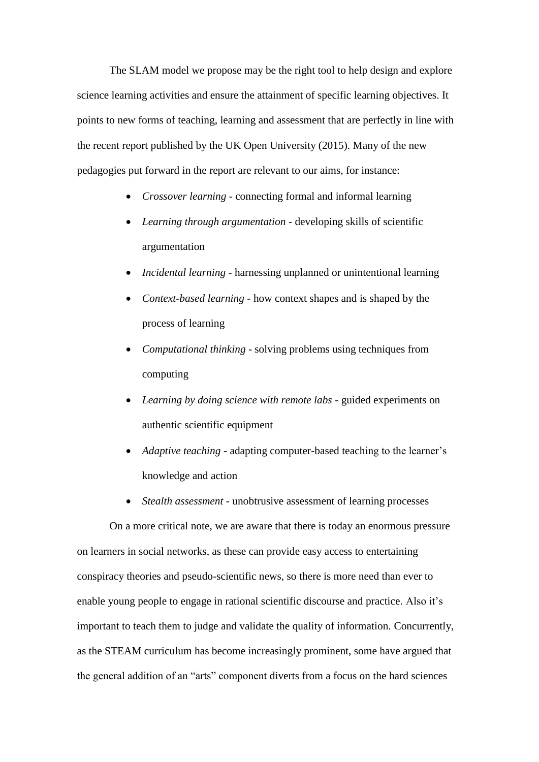The SLAM model we propose may be the right tool to help design and explore science learning activities and ensure the attainment of specific learning objectives. It points to new forms of teaching, learning and assessment that are perfectly in line with the recent report published by the UK Open University (2015). Many of the new pedagogies put forward in the report are relevant to our aims, for instance:

- *Crossover learning* - connecting formal and informal learning
- *Learning through argumentation* - developing skills of scientific argumentation
- *Incidental learning* - harnessing unplanned or unintentional learning
- *Context-based learning* - how context shapes and is shaped by the process of learning
- *Computational thinking* - solving problems using techniques from computing
- *Learning by doing science with remote labs* - guided experiments on authentic scientific equipment
- *Adaptive teaching* - adapting computer-based teaching to the learner's knowledge and action
- *Stealth assessment* - unobtrusive assessment of learning processes

On a more critical note, we are aware that there is today an enormous pressure on learners in social networks, as these can provide easy access to entertaining conspiracy theories and pseudo-scientific news, so there is more need than ever to enable young people to engage in rational scientific discourse and practice. Also it's important to teach them to judge and validate the quality of information. Concurrently, as the STEAM curriculum has become increasingly prominent, some have argued that the general addition of an "arts" component diverts from a focus on the hard sciences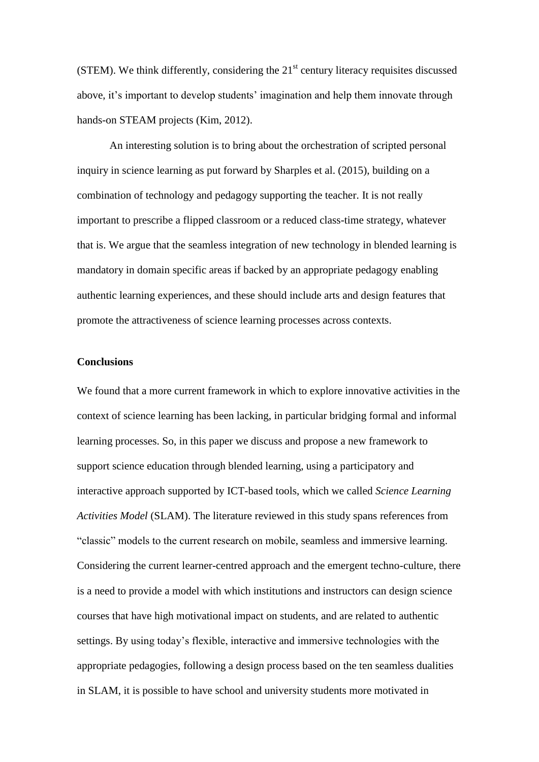(STEM). We think differently, considering the 21st century literacy requisites discussed above, it's important to develop students' imagination and help them innovate through hands-on STEAM projects (Kim, 2012).

An interesting solution is to bring about the orchestration of scripted personal inquiry in science learning as put forward by Sharples et al. (2015), building on a combination of technology and pedagogy supporting the teacher. It is not really important to prescribe a flipped classroom or a reduced class-time strategy, whatever that is. We argue that the seamless integration of new technology in blended learning is mandatory in domain specific areas if backed by an appropriate pedagogy enabling authentic learning experiences, and these should include arts and design features that promote the attractiveness of science learning processes across contexts.

## Conclusions

We found that a more current framework in which to explore innovative activities in the context of science learning has been lacking, in particular bridging formal and informal learning processes. So, in this paper we discuss and propose a new framework to support science education through blended learning, using a participatory and interactive approach supported by ICT-based tools, which we called *Science Learning Activities Model* (SLAM). The literature reviewed in this study spans references from "classic" models to the current research on mobile, seamless and immersive learning. Considering the current learner-centred approach and the emergent techno-culture, there is a need to provide a model with which institutions and instructors can design science courses that have high motivational impact on students, and are related to authentic settings. By using today's flexible, interactive and immersive technologies with the appropriate pedagogies, following a design process based on the ten seamless dualities in SLAM, it is possible to have school and university students more motivated in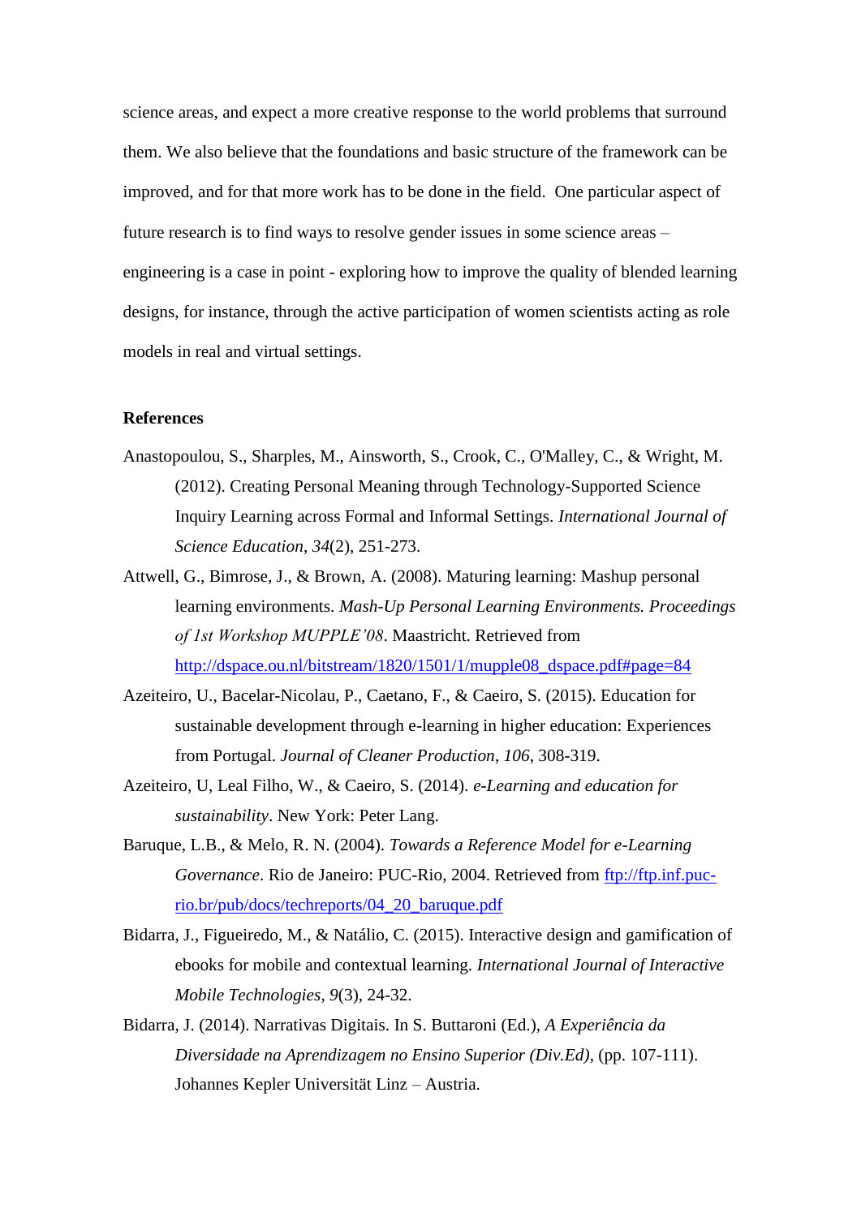science areas, and expect a more creative response to the world problems that surround them. We also believe that the foundations and basic structure of the framework can be improved, and for that more work has to be done in the field. One particular aspect of future research is to find ways to resolve gender issues in some science areas – engineering is a case in point - exploring how to improve the quality of blended learning designs, for instance, through the active participation of women scientists acting as role models in real and virtual settings.

## References

Anastopoulou, S., Sharples, M., Ainsworth, S., Crook, C., O'Malley, C., & Wright, M. (2012). Creating Personal Meaning through Technology-Supported Science Inquiry Learning across Formal and Informal Settings. *International Journal of Science Education*, *34*(2), 251-273.

Attwell, G., Bimrose, J., & Brown, A. (2008). Maturing learning: Mashup personal learning environments. *Mash-Up Personal Learning Environments. Proceedings of 1st Workshop MUPPLE'08*. Maastricht. Retrieved from http://dspace.ou.nl/bitstream/1820/1501/1/mupple08_dspace.pdf#page=84

Azeiteiro, U., Bacelar-Nicolau, P., Caetano, F., & Caeiro, S. (2015). Education for sustainable development through e-learning in higher education: Experiences from Portugal. *Journal of Cleaner Production*, *106*, 308-319.

Azeiteiro, U, Leal Filho, W., & Caeiro, S. (2014). *e-Learning and education for sustainability*. New York: Peter Lang.

Baruque, L.B., & Melo, R. N. (2004). *Towards a Reference Model for e-Learning Governance*. Rio de Janeiro: PUC-Rio, 2004. Retrieved from ftp://ftp.inf.puc-rio.br/pub/docs/techreports/04_20_baruque.pdf

Bidarra, J., Figueiredo, M., & Natálio, C. (2015). Interactive design and gamification of ebooks for mobile and contextual learning. *International Journal of Interactive Mobile Technologies*, *9*(3), 24-32.

Bidarra, J. (2014). Narrativas Digitais. In S. Buttaroni (Ed.), *A Experiência da Diversidade na Aprendizagem no Ensino Superior (Div.Ed)*, (pp. 107-111). Johannes Kepler Universität Linz – Austria.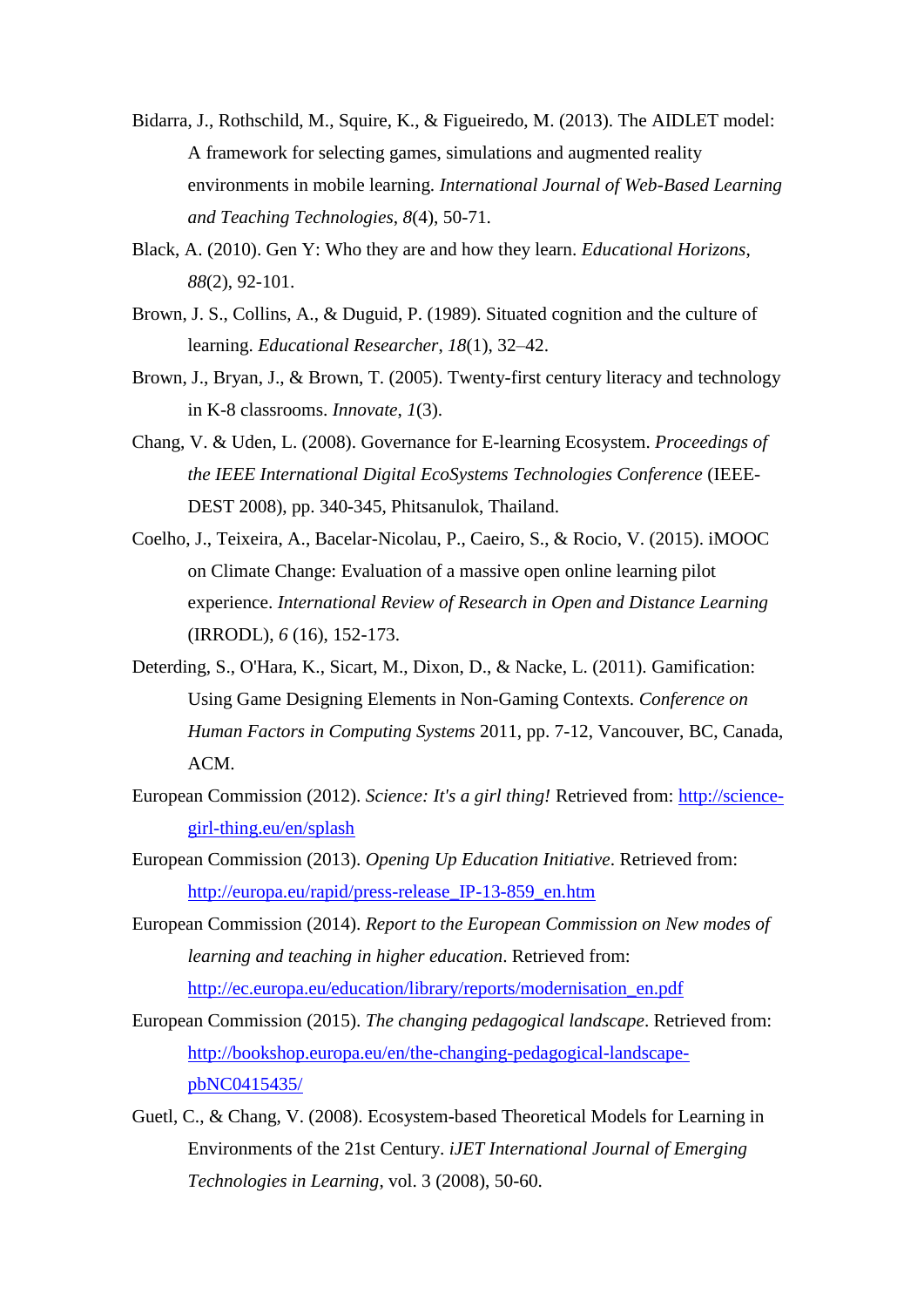Bidarra, J., Rothschild, M., Squire, K., & Figueiredo, M. (2013). The AIDLET model: A framework for selecting games, simulations and augmented reality environments in mobile learning. *International Journal of Web-Based Learning and Teaching Technologies*, *8*(4), 50-71.

Black, A. (2010). Gen Y: Who they are and how they learn. *Educational Horizons*, *88*(2), 92-101.

Brown, J. S., Collins, A., & Duguid, P. (1989). Situated cognition and the culture of learning. *Educational Researcher*, *18*(1), 32–42.

Brown, J., Bryan, J., & Brown, T. (2005). Twenty-first century literacy and technology in K-8 classrooms. *Innovate*, *1*(3).

Chang, V. & Uden, L. (2008). Governance for E-learning Ecosystem. *Proceedings of the IEEE International Digital EcoSystems Technologies Conference* (IEEE-DEST 2008), pp. 340-345, Phitsanulok, Thailand.

Coelho, J., Teixeira, A., Bacelar-Nicolau, P., Caeiro, S., & Rocio, V. (2015). iMOOC on Climate Change: Evaluation of a massive open online learning pilot experience. *International Review of Research in Open and Distance Learning* (IRRODL), *6* (16), 152-173.

Deterding, S., O'Hara, K., Sicart, M., Dixon, D., & Nacke, L. (2011). Gamification: Using Game Designing Elements in Non-Gaming Contexts. *Conference on Human Factors in Computing Systems* 2011, pp. 7-12, Vancouver, BC, Canada, ACM.

European Commission (2012). *Science: It's a girl thing!* Retrieved from: http://science-girl-thing.eu/en/splash

European Commission (2013). *Opening Up Education Initiative*. Retrieved from: http://europa.eu/rapid/press-release_IP-13-859_en.htm

European Commission (2014). *Report to the European Commission on New modes of learning and teaching in higher education*. Retrieved from: http://ec.europa.eu/education/library/reports/modernisation_en.pdf

European Commission (2015). *The changing pedagogical landscape*. Retrieved from: http://bookshop.europa.eu/en/the-changing-pedagogical-landscape-pbNC0415435/

Guetl, C., & Chang, V. (2008). Ecosystem-based Theoretical Models for Learning in Environments of the 21st Century. *iJET International Journal of Emerging Technologies in Learning*, vol. 3 (2008), 50-60.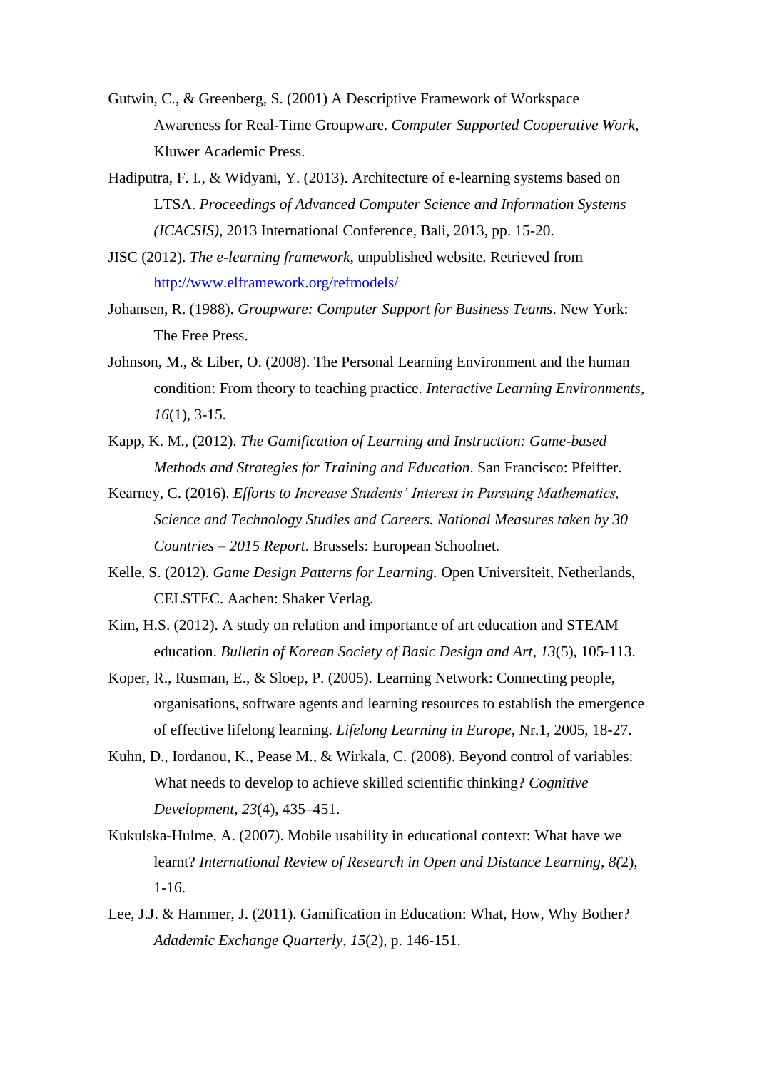Gutwin, C., & Greenberg, S. (2001) A Descriptive Framework of Workspace Awareness for Real-Time Groupware. *Computer Supported Cooperative Work*, Kluwer Academic Press.

Hadiputra, F. I., & Widyani, Y. (2013). Architecture of e-learning systems based on LTSA. *Proceedings of Advanced Computer Science and Information Systems (ICACSIS)*, 2013 International Conference, Bali, 2013, pp. 15-20.

JISC (2012). *The e-learning framework*, unpublished website. Retrieved from http://www.elframework.org/refmodels/

Johansen, R. (1988). *Groupware: Computer Support for Business Teams*. New York: The Free Press.

Johnson, M., & Liber, O. (2008). The Personal Learning Environment and the human condition: From theory to teaching practice. *Interactive Learning Environments*, *16*(1), 3-15.

Kapp, K. M., (2012). *The Gamification of Learning and Instruction: Game-based Methods and Strategies for Training and Education*. San Francisco: Pfeiffer.

Kearney, C. (2016). *Efforts to Increase Students' Interest in Pursuing Mathematics, Science and Technology Studies and Careers. National Measures taken by 30 Countries – 2015 Report*. Brussels: European Schoolnet.

Kelle, S. (2012). *Game Design Patterns for Learning.* Open Universiteit, Netherlands, CELSTEC. Aachen: Shaker Verlag.

Kim, H.S. (2012). A study on relation and importance of art education and STEAM education. *Bulletin of Korean Society of Basic Design and Art*, *13*(5), 105-113.

Koper, R., Rusman, E., & Sloep, P. (2005). Learning Network: Connecting people, organisations, software agents and learning resources to establish the emergence of effective lifelong learning. *Lifelong Learning in Europe*, Nr.1, 2005, 18-27.

Kuhn, D., Iordanou, K., Pease M., & Wirkala, C. (2008). Beyond control of variables: What needs to develop to achieve skilled scientific thinking? *Cognitive Development*, *23*(4), 435–451.

Kukulska-Hulme, A. (2007). Mobile usability in educational context: What have we learnt? *International Review of Research in Open and Distance Learning*, *8(*2), 1-16.

Lee, J.J. & Hammer, J. (2011). Gamification in Education: What, How, Why Bother? *Adademic Exchange Quarterly*, *15*(2), p. 146-151.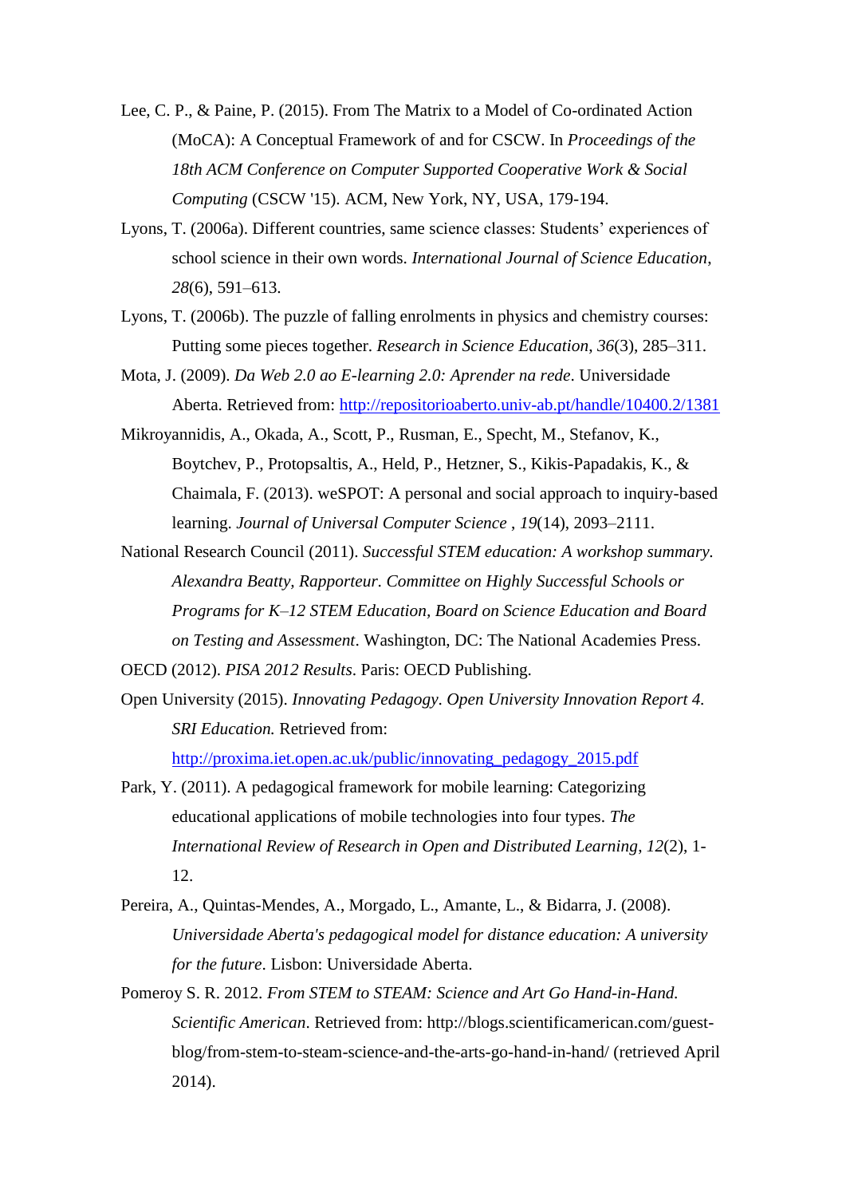Lee, C. P., & Paine, P. (2015). From The Matrix to a Model of Co-ordinated Action (MoCA): A Conceptual Framework of and for CSCW. In *Proceedings of the 18th ACM Conference on Computer Supported Cooperative Work & Social Computing* (CSCW '15). ACM, New York, NY, USA, 179-194.

Lyons, T. (2006a). Different countries, same science classes: Students' experiences of school science in their own words. *International Journal of Science Education*, *28*(6), 591–613.

Lyons, T. (2006b). The puzzle of falling enrolments in physics and chemistry courses: Putting some pieces together. *Research in Science Education*, *36*(3), 285–311.

Mota, J. (2009). *Da Web 2.0 ao E-learning 2.0: Aprender na rede*. Universidade Aberta. Retrieved from: http://repositorioaberto.univ-ab.pt/handle/10400.2/1381

Mikroyannidis, A., Okada, A., Scott, P., Rusman, E., Specht, M., Stefanov, K., Boytchev, P., Protopsaltis, A., Held, P., Hetzner, S., Kikis-Papadakis, K., & Chaimala, F. (2013). weSPOT: A personal and social approach to inquiry-based learning. *Journal of Universal Computer Science* , *19*(14), 2093–2111.

National Research Council (2011). *Successful STEM education: A workshop summary. Alexandra Beatty, Rapporteur. Committee on Highly Successful Schools or Programs for K–12 STEM Education, Board on Science Education and Board on Testing and Assessment*. Washington, DC: The National Academies Press.

OECD (2012). *PISA 2012 Results*. Paris: OECD Publishing.

Open University (2015). *Innovating Pedagogy. Open University Innovation Report 4. SRI Education.* Retrieved from: http://proxima.iet.open.ac.uk/public/innovating_pedagogy_2015.pdf

Park, Y. (2011). A pedagogical framework for mobile learning: Categorizing educational applications of mobile technologies into four types. *The International Review of Research in Open and Distributed Learning*, *12*(2), 1-12.

Pereira, A., Quintas-Mendes, A., Morgado, L., Amante, L., & Bidarra, J. (2008). *Universidade Aberta's pedagogical model for distance education: A university for the future*. Lisbon: Universidade Aberta.

Pomeroy S. R. 2012. *From STEM to STEAM: Science and Art Go Hand-in-Hand. Scientific American*. Retrieved from: http://blogs.scientificamerican.com/guest-blog/from-stem-to-steam-science-and-the-arts-go-hand-in-hand/ (retrieved April 2014).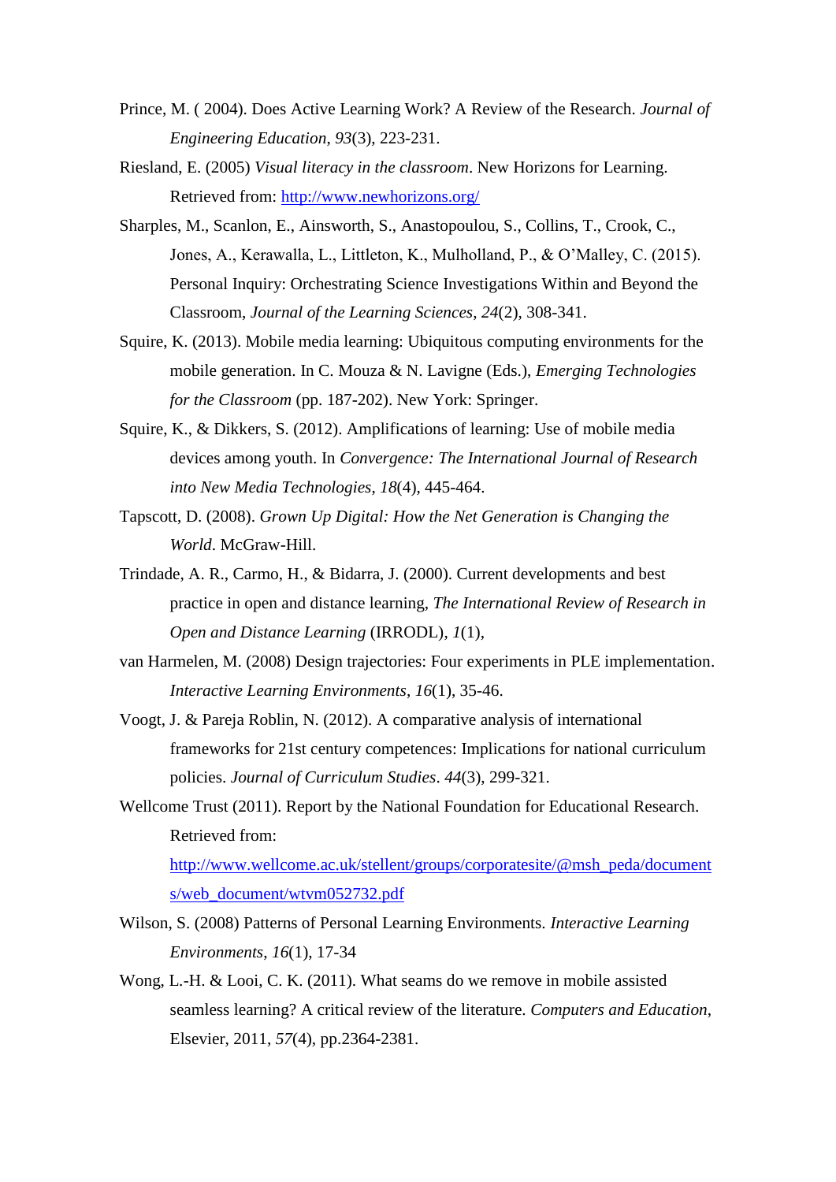Prince, M. ( 2004). Does Active Learning Work? A Review of the Research. *Journal of Engineering Education*, *93*(3), 223-231.

Riesland, E. (2005) *Visual literacy in the classroom*. New Horizons for Learning. Retrieved from: http://www.newhorizons.org/

Sharples, M., Scanlon, E., Ainsworth, S., Anastopoulou, S., Collins, T., Crook, C., Jones, A., Kerawalla, L., Littleton, K., Mulholland, P., & O'Malley, C. (2015). Personal Inquiry: Orchestrating Science Investigations Within and Beyond the Classroom, *Journal of the Learning Sciences*, *24*(2), 308-341.

Squire, K. (2013). Mobile media learning: Ubiquitous computing environments for the mobile generation. In C. Mouza & N. Lavigne (Eds.), *Emerging Technologies for the Classroom* (pp. 187-202). New York: Springer.

Squire, K., & Dikkers, S. (2012). Amplifications of learning: Use of mobile media devices among youth. In *Convergence: The International Journal of Research into New Media Technologies*, *18*(4), 445-464.

Tapscott, D. (2008). *Grown Up Digital: How the Net Generation is Changing the World*. McGraw-Hill.

Trindade, A. R., Carmo, H., & Bidarra, J. (2000). Current developments and best practice in open and distance learning, *The International Review of Research in Open and Distance Learning* (IRRODL), *1*(1),

van Harmelen, M. (2008) Design trajectories: Four experiments in PLE implementation. *Interactive Learning Environments*, *16*(1), 35-46.

Voogt, J. & Pareja Roblin, N. (2012). A comparative analysis of international frameworks for 21st century competences: Implications for national curriculum policies. *Journal of Curriculum Studies*. *44*(3), 299-321.

Wellcome Trust (2011). Report by the National Foundation for Educational Research. Retrieved from: http://www.wellcome.ac.uk/stellent/groups/corporatesite/@msh_peda/documents/web_document/wtvm052732.pdf

Wilson, S. (2008) Patterns of Personal Learning Environments. *Interactive Learning Environments*, *16*(1), 17-34

Wong, L.-H. & Looi, C. K. (2011). What seams do we remove in mobile assisted seamless learning? A critical review of the literature. *Computers and Education*, Elsevier, 2011, *57*(4), pp.2364-2381.